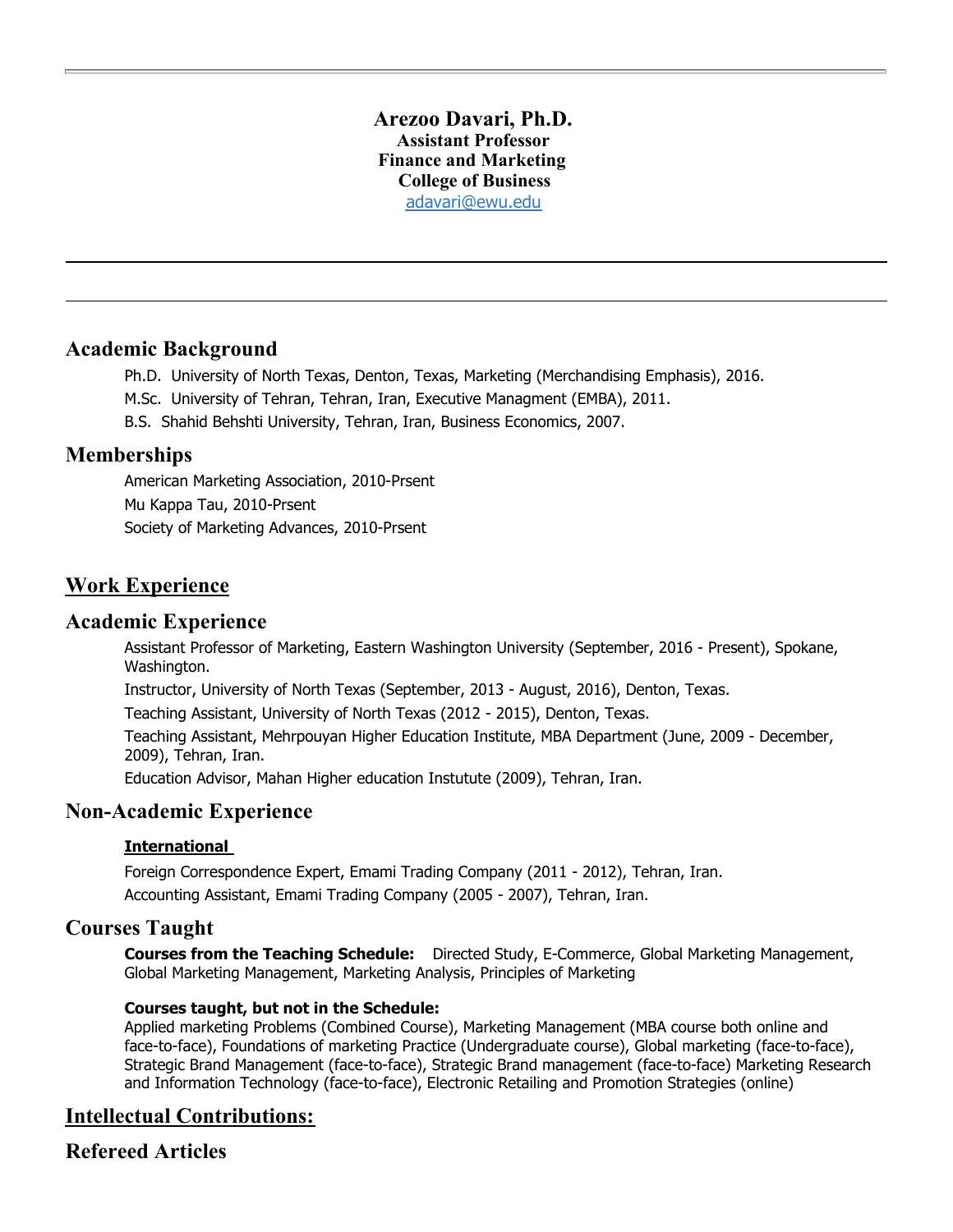**Arezoo Davari, Ph.D.**
**Assistant Professor**
**Finance and Marketing**
**College of Business**
adavari@ewu.edu

---

## Academic Background

Ph.D. University of North Texas, Denton, Texas, Marketing (Merchandising Emphasis), 2016.

M.Sc. University of Tehran, Tehran, Iran, Executive Managment (EMBA), 2011.

B.S. Shahid Behshti University, Tehran, Iran, Business Economics, 2007.

## Memberships

American Marketing Association, 2010-Prsent

Mu Kappa Tau, 2010-Prsent

Society of Marketing Advances, 2010-Prsent

# Work Experience

## Academic Experience

Assistant Professor of Marketing, Eastern Washington University (September, 2016 - Present), Spokane, Washington.

Instructor, University of North Texas (September, 2013 - August, 2016), Denton, Texas.

Teaching Assistant, University of North Texas (2012 - 2015), Denton, Texas.

Teaching Assistant, Mehrpouyan Higher Education Institute, MBA Department (June, 2009 - December, 2009), Tehran, Iran.

Education Advisor, Mahan Higher education Instutute (2009), Tehran, Iran.

## Non-Academic Experience

### International

Foreign Correspondence Expert, Emami Trading Company (2011 - 2012), Tehran, Iran.

Accounting Assistant, Emami Trading Company (2005 - 2007), Tehran, Iran.

## Courses Taught

**Courses from the Teaching Schedule:** Directed Study, E-Commerce, Global Marketing Management, Global Marketing Management, Marketing Analysis, Principles of Marketing

**Courses taught, but not in the Schedule:**
Applied marketing Problems (Combined Course), Marketing Management (MBA course both online and face-to-face), Foundations of marketing Practice (Undergraduate course), Global marketing (face-to-face), Strategic Brand Management (face-to-face), Strategic Brand management (face-to-face) Marketing Research and Information Technology (face-to-face), Electronic Retailing and Promotion Strategies (online)

# Intellectual Contributions:

## Refereed Articles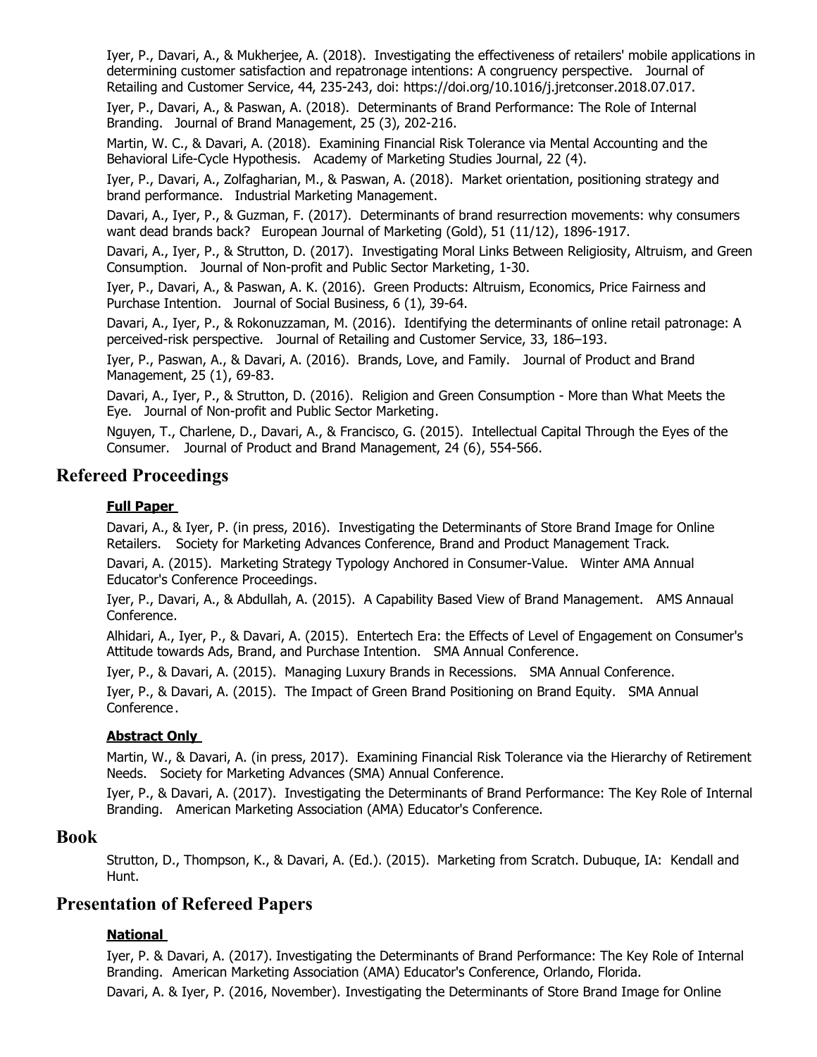Iyer, P., Davari, A., & Mukherjee, A. (2018). Investigating the effectiveness of retailers' mobile applications in determining customer satisfaction and repatronage intentions: A congruency perspective. Journal of Retailing and Customer Service, 44, 235-243, doi: https://doi.org/10.1016/j.jretconser.2018.07.017.

Iyer, P., Davari, A., & Paswan, A. (2018). Determinants of Brand Performance: The Role of Internal Branding. Journal of Brand Management, 25 (3), 202-216.

Martin, W. C., & Davari, A. (2018). Examining Financial Risk Tolerance via Mental Accounting and the Behavioral Life-Cycle Hypothesis. Academy of Marketing Studies Journal, 22 (4).

Iyer, P., Davari, A., Zolfagharian, M., & Paswan, A. (2018). Market orientation, positioning strategy and brand performance. Industrial Marketing Management.

Davari, A., Iyer, P., & Guzman, F. (2017). Determinants of brand resurrection movements: why consumers want dead brands back? European Journal of Marketing (Gold), 51 (11/12), 1896-1917.

Davari, A., Iyer, P., & Strutton, D. (2017). Investigating Moral Links Between Religiosity, Altruism, and Green Consumption. Journal of Non-profit and Public Sector Marketing, 1-30.

Iyer, P., Davari, A., & Paswan, A. K. (2016). Green Products: Altruism, Economics, Price Fairness and Purchase Intention. Journal of Social Business, 6 (1), 39-64.

Davari, A., Iyer, P., & Rokonuzzaman, M. (2016). Identifying the determinants of online retail patronage: A perceived-risk perspective. Journal of Retailing and Customer Service, 33, 186–193.

Iyer, P., Paswan, A., & Davari, A. (2016). Brands, Love, and Family. Journal of Product and Brand Management, 25 (1), 69-83.

Davari, A., Iyer, P., & Strutton, D. (2016). Religion and Green Consumption - More than What Meets the Eye. Journal of Non-profit and Public Sector Marketing.

Nguyen, T., Charlene, D., Davari, A., & Francisco, G. (2015). Intellectual Capital Through the Eyes of the Consumer. Journal of Product and Brand Management, 24 (6), 554-566.

## Refereed Proceedings

### Full Paper

Davari, A., & Iyer, P. (in press, 2016). Investigating the Determinants of Store Brand Image for Online Retailers. Society for Marketing Advances Conference, Brand and Product Management Track.

Davari, A. (2015). Marketing Strategy Typology Anchored in Consumer-Value. Winter AMA Annual Educator's Conference Proceedings.

Iyer, P., Davari, A., & Abdullah, A. (2015). A Capability Based View of Brand Management. AMS Annaual Conference.

Alhidari, A., Iyer, P., & Davari, A. (2015). Entertech Era: the Effects of Level of Engagement on Consumer's Attitude towards Ads, Brand, and Purchase Intention. SMA Annual Conference.

Iyer, P., & Davari, A. (2015). Managing Luxury Brands in Recessions. SMA Annual Conference.

Iyer, P., & Davari, A. (2015). The Impact of Green Brand Positioning on Brand Equity. SMA Annual Conference.

### Abstract Only

Martin, W., & Davari, A. (in press, 2017). Examining Financial Risk Tolerance via the Hierarchy of Retirement Needs. Society for Marketing Advances (SMA) Annual Conference.

Iyer, P., & Davari, A. (2017). Investigating the Determinants of Brand Performance: The Key Role of Internal Branding. American Marketing Association (AMA) Educator's Conference.

## Book

Strutton, D., Thompson, K., & Davari, A. (Ed.). (2015). Marketing from Scratch. Dubuque, IA: Kendall and Hunt.

## Presentation of Refereed Papers

### National

Iyer, P. & Davari, A. (2017). Investigating the Determinants of Brand Performance: The Key Role of Internal Branding. American Marketing Association (AMA) Educator's Conference, Orlando, Florida.

Davari, A. & Iyer, P. (2016, November). Investigating the Determinants of Store Brand Image for Online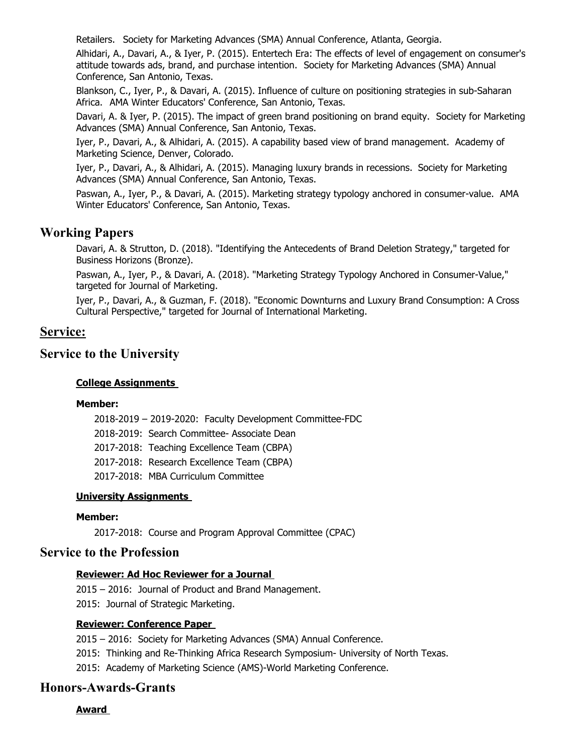Retailers. Society for Marketing Advances (SMA) Annual Conference, Atlanta, Georgia.

Alhidari, A., Davari, A., & Iyer, P. (2015). Entertech Era: The effects of level of engagement on consumer's attitude towards ads, brand, and purchase intention. Society for Marketing Advances (SMA) Annual Conference, San Antonio, Texas.

Blankson, C., Iyer, P., & Davari, A. (2015). Influence of culture on positioning strategies in sub-Saharan Africa. AMA Winter Educators' Conference, San Antonio, Texas.

Davari, A. & Iyer, P. (2015). The impact of green brand positioning on brand equity. Society for Marketing Advances (SMA) Annual Conference, San Antonio, Texas.

Iyer, P., Davari, A., & Alhidari, A. (2015). A capability based view of brand management. Academy of Marketing Science, Denver, Colorado.

Iyer, P., Davari, A., & Alhidari, A. (2015). Managing luxury brands in recessions. Society for Marketing Advances (SMA) Annual Conference, San Antonio, Texas.

Paswan, A., Iyer, P., & Davari, A. (2015). Marketing strategy typology anchored in consumer-value. AMA Winter Educators' Conference, San Antonio, Texas.

## Working Papers

Davari, A. & Strutton, D. (2018). "Identifying the Antecedents of Brand Deletion Strategy," targeted for Business Horizons (Bronze).

Paswan, A., Iyer, P., & Davari, A. (2018). "Marketing Strategy Typology Anchored in Consumer-Value," targeted for Journal of Marketing.

Iyer, P., Davari, A., & Guzman, F. (2018). "Economic Downturns and Luxury Brand Consumption: A Cross Cultural Perspective," targeted for Journal of International Marketing.

## Service:

## Service to the University

### College Assignments

**Member:**

2018-2019 – 2019-2020: Faculty Development Committee-FDC

2018-2019: Search Committee- Associate Dean

2017-2018: Teaching Excellence Team (CBPA)

2017-2018: Research Excellence Team (CBPA)

2017-2018: MBA Curriculum Committee

### University Assignments

**Member:**

2017-2018: Course and Program Approval Committee (CPAC)

## Service to the Profession

### Reviewer: Ad Hoc Reviewer for a Journal

2015 – 2016: Journal of Product and Brand Management.

2015: Journal of Strategic Marketing.

### Reviewer: Conference Paper

2015 – 2016: Society for Marketing Advances (SMA) Annual Conference.

2015: Thinking and Re-Thinking Africa Research Symposium- University of North Texas.

2015: Academy of Marketing Science (AMS)-World Marketing Conference.

## Honors-Awards-Grants

### Award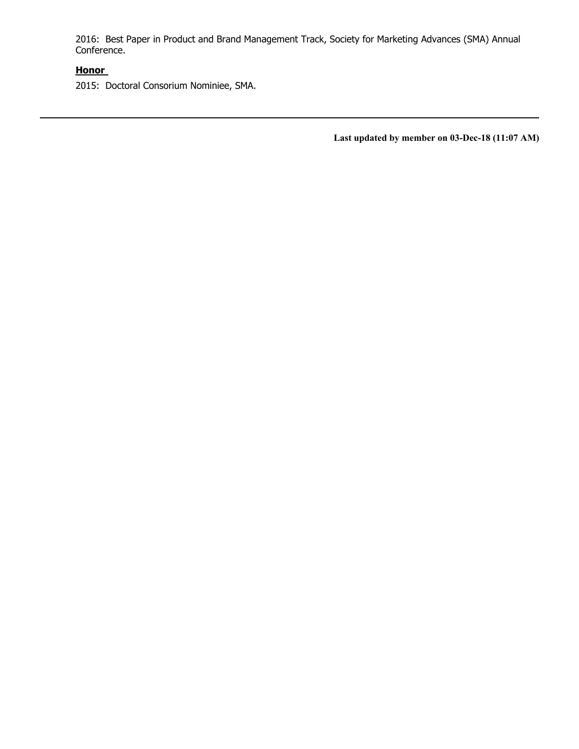2016:  Best Paper in Product and Brand Management Track, Society for Marketing Advances (SMA) Annual Conference.

**Honor**

2015:  Doctoral Consorium Nominiee, SMA.

---

**Last updated by member on 03-Dec-18 (11:07 AM)**